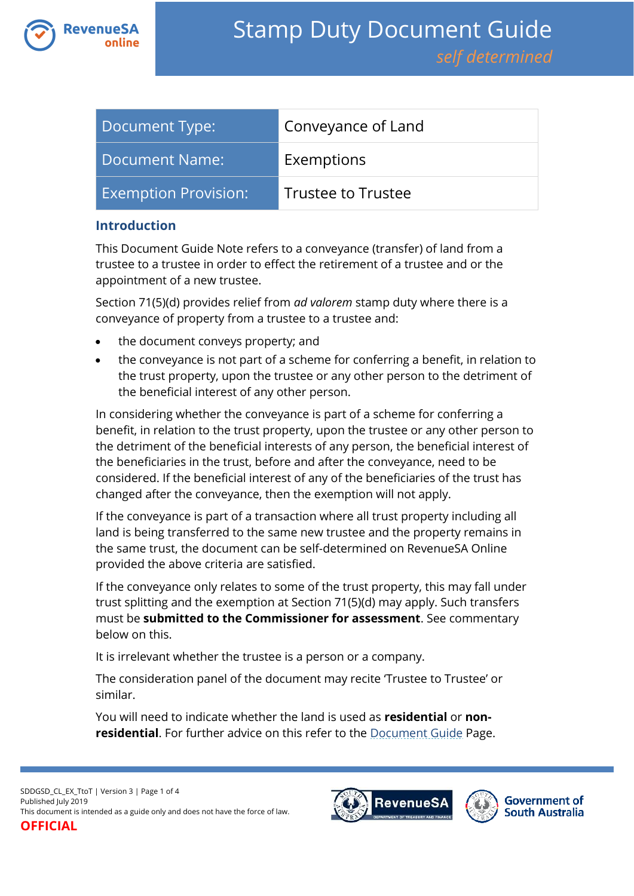# Stamp Duty Document Guide

*self determined*

| Document Type: | Conveyance of Land |
|---|---|
| Document Name: | Exemptions |
| Exemption Provision: | Trustee to Trustee |

## Introduction

This Document Guide Note refers to a conveyance (transfer) of land from a trustee to a trustee in order to effect the retirement of a trustee and or the appointment of a new trustee.

Section 71(5)(d) provides relief from *ad valorem* stamp duty where there is a conveyance of property from a trustee to a trustee and:

- the document conveys property; and
- the conveyance is not part of a scheme for conferring a benefit, in relation to the trust property, upon the trustee or any other person to the detriment of the beneficial interest of any other person.

In considering whether the conveyance is part of a scheme for conferring a benefit, in relation to the trust property, upon the trustee or any other person to the detriment of the beneficial interests of any person, the beneficial interest of the beneficiaries in the trust, before and after the conveyance, need to be considered. If the beneficial interest of any of the beneficiaries of the trust has changed after the conveyance, then the exemption will not apply.

If the conveyance is part of a transaction where all trust property including all land is being transferred to the same new trustee and the property remains in the same trust, the document can be self-determined on RevenueSA Online provided the above criteria are satisfied.

If the conveyance only relates to some of the trust property, this may fall under trust splitting and the exemption at Section 71(5)(d) may apply. Such transfers must be **submitted to the Commissioner for assessment**. See commentary below on this.

It is irrelevant whether the trustee is a person or a company.

The consideration panel of the document may recite 'Trustee to Trustee' or similar.

You will need to indicate whether the land is used as **residential** or **non-residential**. For further advice on this refer to the Document Guide Page.

This document is intended as a guide only and does not have the force of law.

OFFICIAL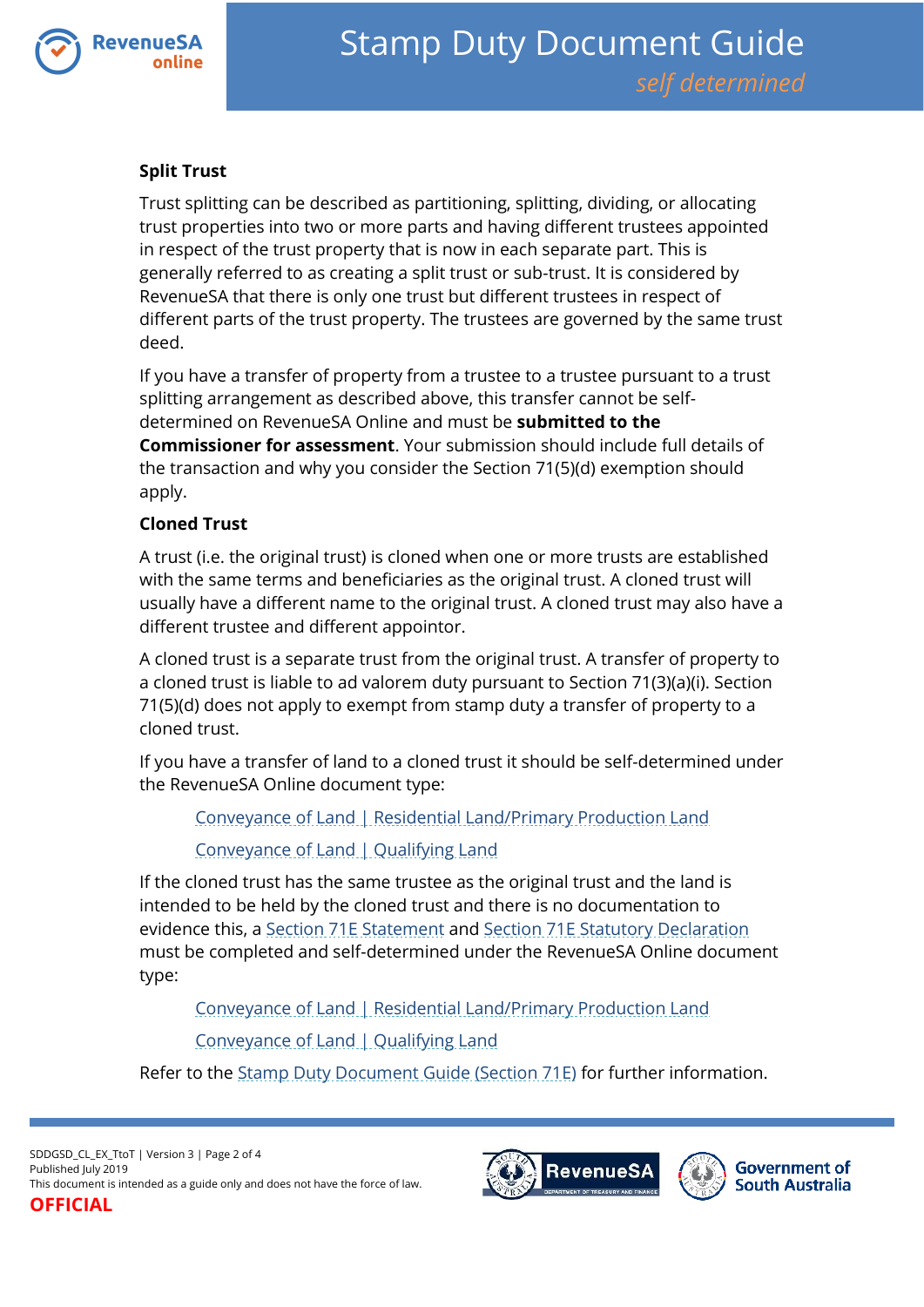## Split Trust

Trust splitting can be described as partitioning, splitting, dividing, or allocating trust properties into two or more parts and having different trustees appointed in respect of the trust property that is now in each separate part. This is generally referred to as creating a split trust or sub-trust. It is considered by RevenueSA that there is only one trust but different trustees in respect of different parts of the trust property. The trustees are governed by the same trust deed.

If you have a transfer of property from a trustee to a trustee pursuant to a trust splitting arrangement as described above, this transfer cannot be self-determined on RevenueSA Online and must be **submitted to the Commissioner for assessment**. Your submission should include full details of the transaction and why you consider the Section 71(5)(d) exemption should apply.

## Cloned Trust

A trust (i.e. the original trust) is cloned when one or more trusts are established with the same terms and beneficiaries as the original trust. A cloned trust will usually have a different name to the original trust. A cloned trust may also have a different trustee and different appointor.

A cloned trust is a separate trust from the original trust. A transfer of property to a cloned trust is liable to ad valorem duty pursuant to Section 71(3)(a)(i). Section 71(5)(d) does not apply to exempt from stamp duty a transfer of property to a cloned trust.

If you have a transfer of land to a cloned trust it should be self-determined under the RevenueSA Online document type:

> Conveyance of Land | Residential Land/Primary Production Land
>
> Conveyance of Land | Qualifying Land

If the cloned trust has the same trustee as the original trust and the land is intended to be held by the cloned trust and there is no documentation to evidence this, a Section 71E Statement and Section 71E Statutory Declaration must be completed and self-determined under the RevenueSA Online document type:

> Conveyance of Land | Residential Land/Primary Production Land
>
> Conveyance of Land | Qualifying Land

Refer to the Stamp Duty Document Guide (Section 71E) for further information.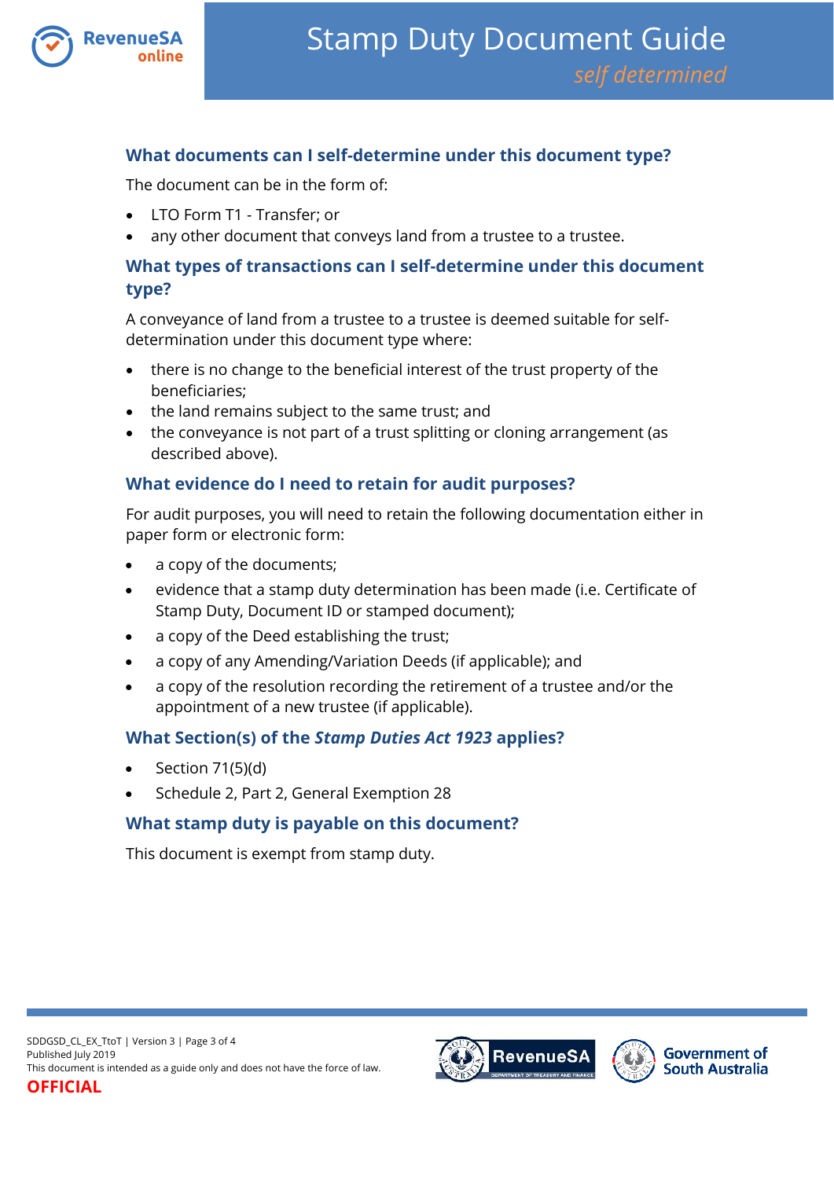### What documents can I self-determine under this document type?

The document can be in the form of:

- LTO Form T1 - Transfer; or
- any other document that conveys land from a trustee to a trustee.

### What types of transactions can I self-determine under this document type?

A conveyance of land from a trustee to a trustee is deemed suitable for self-determination under this document type where:

- there is no change to the beneficial interest of the trust property of the beneficiaries;
- the land remains subject to the same trust; and
- the conveyance is not part of a trust splitting or cloning arrangement (as described above).

### What evidence do I need to retain for audit purposes?

For audit purposes, you will need to retain the following documentation either in paper form or electronic form:

- a copy of the documents;
- evidence that a stamp duty determination has been made (i.e. Certificate of Stamp Duty, Document ID or stamped document);
- a copy of the Deed establishing the trust;
- a copy of any Amending/Variation Deeds (if applicable); and
- a copy of the resolution recording the retirement of a trustee and/or the appointment of a new trustee (if applicable).

### What Section(s) of the *Stamp Duties Act 1923* applies?

- Section 71(5)(d)
- Schedule 2, Part 2, General Exemption 28

### What stamp duty is payable on this document?

This document is exempt from stamp duty.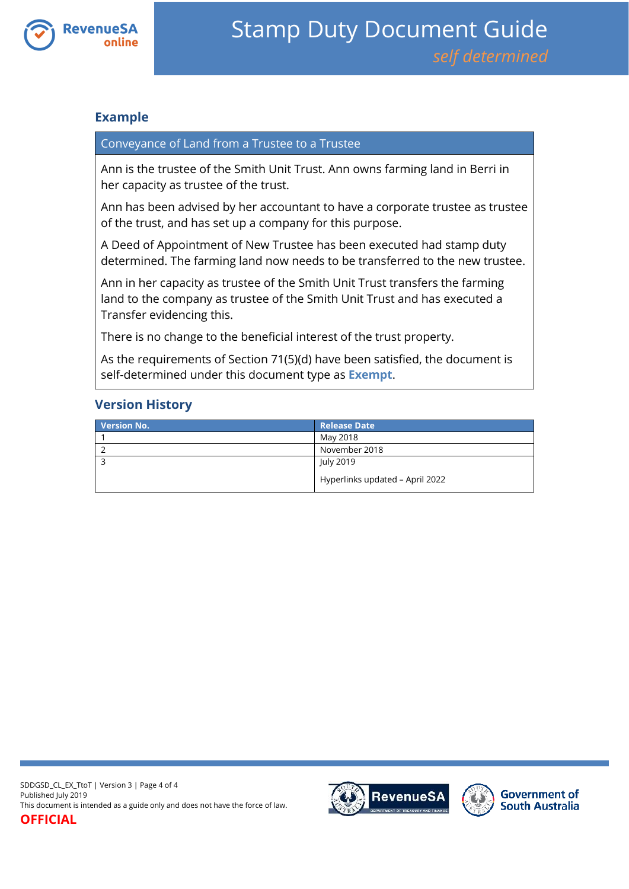## Example

| Conveyance of Land from a Trustee to a Trustee |
|---|
| Ann is the trustee of the Smith Unit Trust. Ann owns farming land in Berri in her capacity as trustee of the trust.<br><br>Ann has been advised by her accountant to have a corporate trustee as trustee of the trust, and has set up a company for this purpose.<br><br>A Deed of Appointment of New Trustee has been executed had stamp duty determined. The farming land now needs to be transferred to the new trustee.<br><br>Ann in her capacity as trustee of the Smith Unit Trust transfers the farming land to the company as trustee of the Smith Unit Trust and has executed a Transfer evidencing this.<br><br>There is no change to the beneficial interest of the trust property.<br><br>As the requirements of Section 71(5)(d) have been satisfied, the document is self-determined under this document type as **Exempt**. |

## Version History

| Version No. | Release Date |
|---|---|
| 1 | May 2018 |
| 2 | November 2018 |
| 3 | July 2019<br><br>Hyperlinks updated – April 2022 |

SDDGSD_CL_EX_TtoT | Version 3
Published July 2019
This document is intended as a guide only and does not have the force of law.

**OFFICIAL**